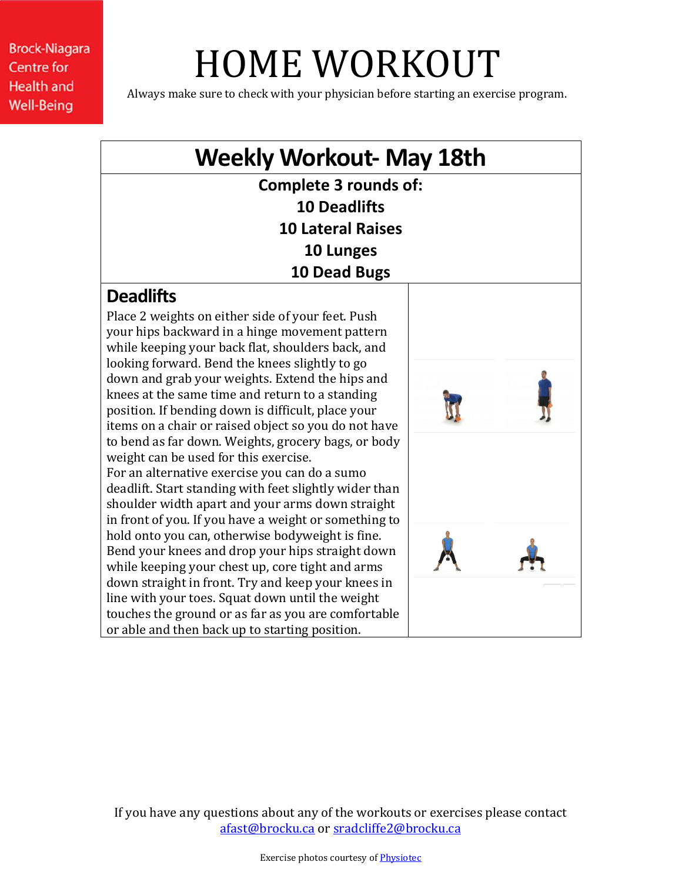Brock-Niagara Centre for Health and Well-Being

# HOME WORKOUT

Always make sure to check with your physician before starting an exercise program.

## Weekly Workout- May 18th

**Complete 3 rounds of:**
**10 Deadlifts**
**10 Lateral Raises**
**10 Lunges**
**10 Dead Bugs**

### Deadlifts

Place 2 weights on either side of your feet. Push your hips backward in a hinge movement pattern while keeping your back flat, shoulders back, and looking forward. Bend the knees slightly to go down and grab your weights. Extend the hips and knees at the same time and return to a standing position. If bending down is difficult, place your items on a chair or raised object so you do not have to bend as far down. Weights, grocery bags, or body weight can be used for this exercise.

For an alternative exercise you can do a sumo deadlift. Start standing with feet slightly wider than shoulder width apart and your arms down straight in front of you. If you have a weight or something to hold onto you can, otherwise bodyweight is fine. Bend your knees and drop your hips straight down while keeping your chest up, core tight and arms down straight in front. Try and keep your knees in line with your toes. Squat down until the weight touches the ground or as far as you are comfortable or able and then back up to starting position.

If you have any questions about any of the workouts or exercises please contact afast@brocku.ca or sradcliffe2@brocku.ca

Exercise photos courtesy of Physiotec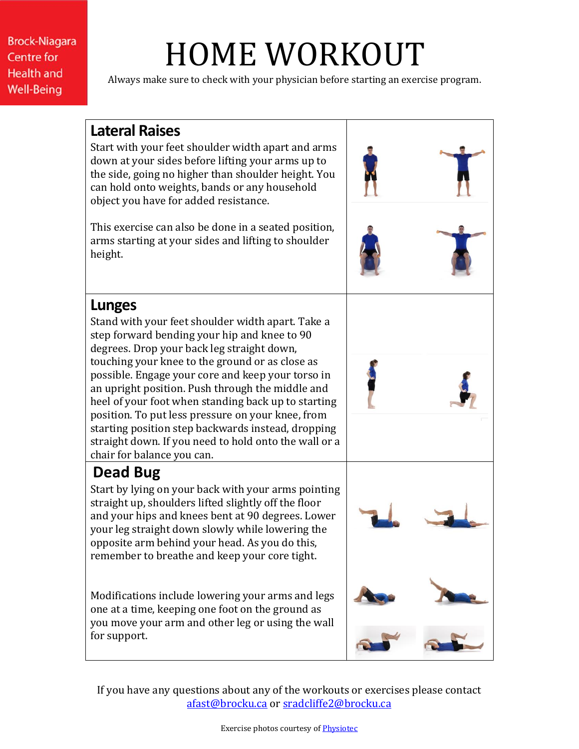Brock-Niagara Centre for Health and Well-Being

# HOME WORKOUT

Always make sure to check with your physician before starting an exercise program.

## Lateral Raises

Start with your feet shoulder width apart and arms down at your sides before lifting your arms up to the side, going no higher than shoulder height. You can hold onto weights, bands or any household object you have for added resistance.

This exercise can also be done in a seated position, arms starting at your sides and lifting to shoulder height.

## Lunges

Stand with your feet shoulder width apart. Take a step forward bending your hip and knee to 90 degrees. Drop your back leg straight down, touching your knee to the ground or as close as possible. Engage your core and keep your torso in an upright position. Push through the middle and heel of your foot when standing back up to starting position. To put less pressure on your knee, from starting position step backwards instead, dropping straight down. If you need to hold onto the wall or a chair for balance you can.

## Dead Bug

Start by lying on your back with your arms pointing straight up, shoulders lifted slightly off the floor and your hips and knees bent at 90 degrees. Lower your leg straight down slowly while lowering the opposite arm behind your head. As you do this, remember to breathe and keep your core tight.

Modifications include lowering your arms and legs one at a time, keeping one foot on the ground as you move your arm and other leg or using the wall for support.

If you have any questions about any of the workouts or exercises please contact [afast@brocku.ca](mailto:afast@brocku.ca) or [sradcliffe2@brocku.ca](mailto:sradcliffe2@brocku.ca)

Exercise photos courtesy of Physiotec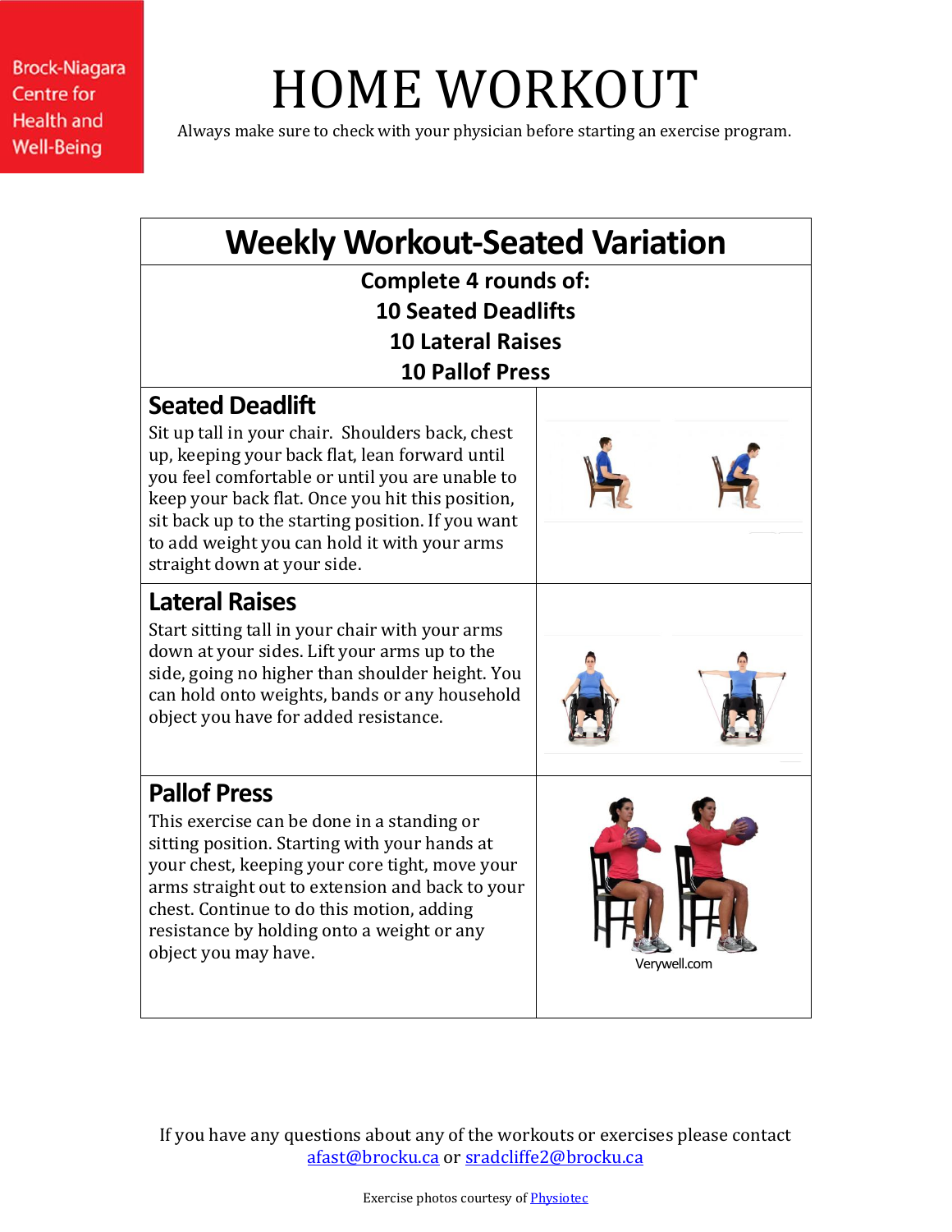Brock-Niagara Centre for Health and Well-Being

# HOME WORKOUT

Always make sure to check with your physician before starting an exercise program.

## Weekly Workout-Seated Variation

**Complete 4 rounds of:**
**10 Seated Deadlifts**
**10 Lateral Raises**
**10 Pallof Press**

### Seated Deadlift

Sit up tall in your chair. Shoulders back, chest up, keeping your back flat, lean forward until you feel comfortable or until you are unable to keep your back flat. Once you hit this position, sit back up to the starting position. If you want to add weight you can hold it with your arms straight down at your side.

### Lateral Raises

Start sitting tall in your chair with your arms down at your sides. Lift your arms up to the side, going no higher than shoulder height. You can hold onto weights, bands or any household object you have for added resistance.

### Pallof Press

This exercise can be done in a standing or sitting position. Starting with your hands at your chest, keeping your core tight, move your arms straight out to extension and back to your chest. Continue to do this motion, adding resistance by holding onto a weight or any object you may have.

Verywell.com

If you have any questions about any of the workouts or exercises please contact afast@brocku.ca or sradcliffe2@brocku.ca

Exercise photos courtesy of Physiotec